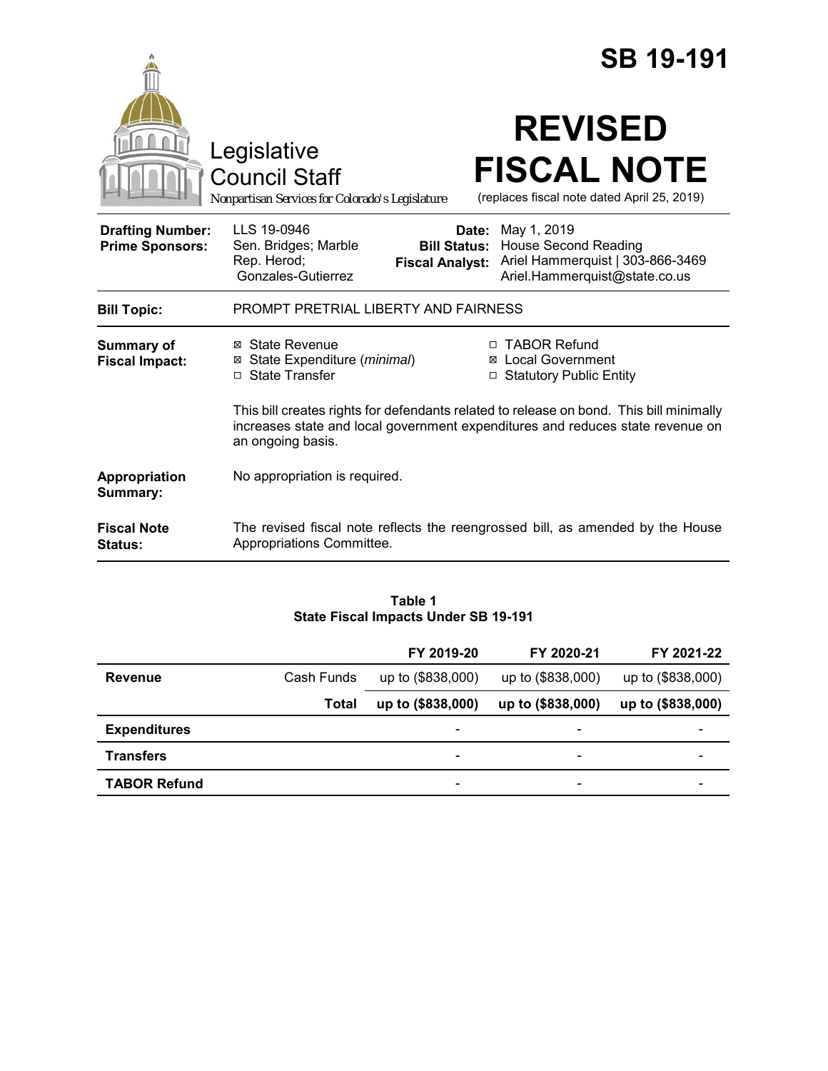# SB 19-191

Legislative Council Staff

*Nonpartisan Services for Colorado's Legislature*

# REVISED FISCAL NOTE

(replaces fiscal note dated April 25, 2019)

| | | | |
|---|---|---|---|
| **Drafting Number:** | LLS 19-0946 | **Date:** | May 1, 2019 |
| **Prime Sponsors:** | Sen. Bridges; Marble<br>Rep. Herod; Gonzales-Gutierrez | **Bill Status:** | House Second Reading |
| | | **Fiscal Analyst:** | Ariel Hammerquist \| 303-866-3469<br>Ariel.Hammerquist@state.co.us |

| | |
|---|---|
| **Bill Topic:** | PROMPT PRETRIAL LIBERTY AND FAIRNESS |
| **Summary of Fiscal Impact:** | ☒ State Revenue<br>☒ State Expenditure (*minimal*)<br>☐ State Transfer<br>☐ TABOR Refund<br>☒ Local Government<br>☐ Statutory Public Entity<br><br>This bill creates rights for defendants related to release on bond. This bill minimally increases state and local government expenditures and reduces state revenue on an ongoing basis. |
| **Appropriation Summary:** | No appropriation is required. |
| **Fiscal Note Status:** | The revised fiscal note reflects the reengrossed bill, as amended by the House Appropriations Committee. |

**Table 1**
**State Fiscal Impacts Under SB 19-191**

| | | FY 2019-20 | FY 2020-21 | FY 2021-22 |
|---|---|---|---|---|
| **Revenue** | Cash Funds | up to ($838,000) | up to ($838,000) | up to ($838,000) |
| | **Total** | **up to ($838,000)** | **up to ($838,000)** | **up to ($838,000)** |
| **Expenditures** | | - | - | - |
| **Transfers** | | - | - | - |
| **TABOR Refund** | | - | - | - |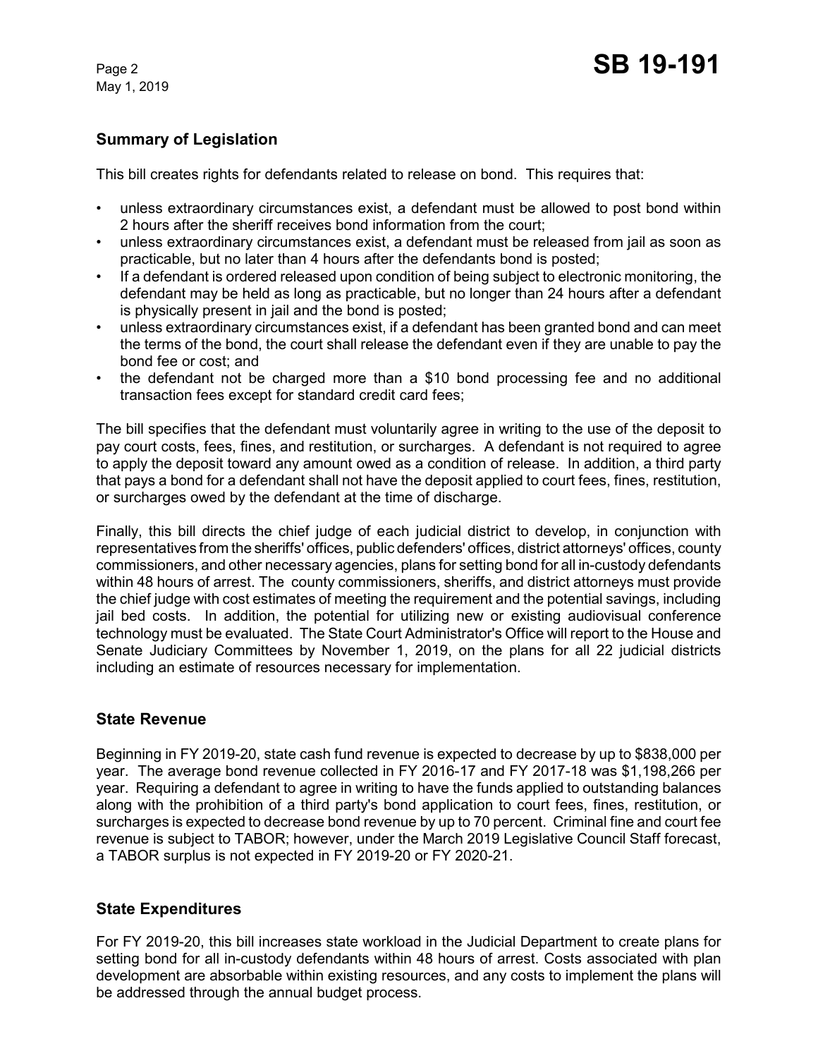## Summary of Legislation

This bill creates rights for defendants related to release on bond. This requires that:

- unless extraordinary circumstances exist, a defendant must be allowed to post bond within 2 hours after the sheriff receives bond information from the court;
- unless extraordinary circumstances exist, a defendant must be released from jail as soon as practicable, but no later than 4 hours after the defendants bond is posted;
- If a defendant is ordered released upon condition of being subject to electronic monitoring, the defendant may be held as long as practicable, but no longer than 24 hours after a defendant is physically present in jail and the bond is posted;
- unless extraordinary circumstances exist, if a defendant has been granted bond and can meet the terms of the bond, the court shall release the defendant even if they are unable to pay the bond fee or cost; and
- the defendant not be charged more than a $10 bond processing fee and no additional transaction fees except for standard credit card fees;

The bill specifies that the defendant must voluntarily agree in writing to the use of the deposit to pay court costs, fees, fines, and restitution, or surcharges. A defendant is not required to agree to apply the deposit toward any amount owed as a condition of release. In addition, a third party that pays a bond for a defendant shall not have the deposit applied to court fees, fines, restitution, or surcharges owed by the defendant at the time of discharge.

Finally, this bill directs the chief judge of each judicial district to develop, in conjunction with representatives from the sheriffs' offices, public defenders' offices, district attorneys' offices, county commissioners, and other necessary agencies, plans for setting bond for all in-custody defendants within 48 hours of arrest. The county commissioners, sheriffs, and district attorneys must provide the chief judge with cost estimates of meeting the requirement and the potential savings, including jail bed costs. In addition, the potential for utilizing new or existing audiovisual conference technology must be evaluated. The State Court Administrator's Office will report to the House and Senate Judiciary Committees by November 1, 2019, on the plans for all 22 judicial districts including an estimate of resources necessary for implementation.

## State Revenue

Beginning in FY 2019-20, state cash fund revenue is expected to decrease by up to $838,000 per year. The average bond revenue collected in FY 2016-17 and FY 2017-18 was $1,198,266 per year. Requiring a defendant to agree in writing to have the funds applied to outstanding balances along with the prohibition of a third party's bond application to court fees, fines, restitution, or surcharges is expected to decrease bond revenue by up to 70 percent. Criminal fine and court fee revenue is subject to TABOR; however, under the March 2019 Legislative Council Staff forecast, a TABOR surplus is not expected in FY 2019-20 or FY 2020-21.

## State Expenditures

For FY 2019-20, this bill increases state workload in the Judicial Department to create plans for setting bond for all in-custody defendants within 48 hours of arrest. Costs associated with plan development are absorbable within existing resources, and any costs to implement the plans will be addressed through the annual budget process.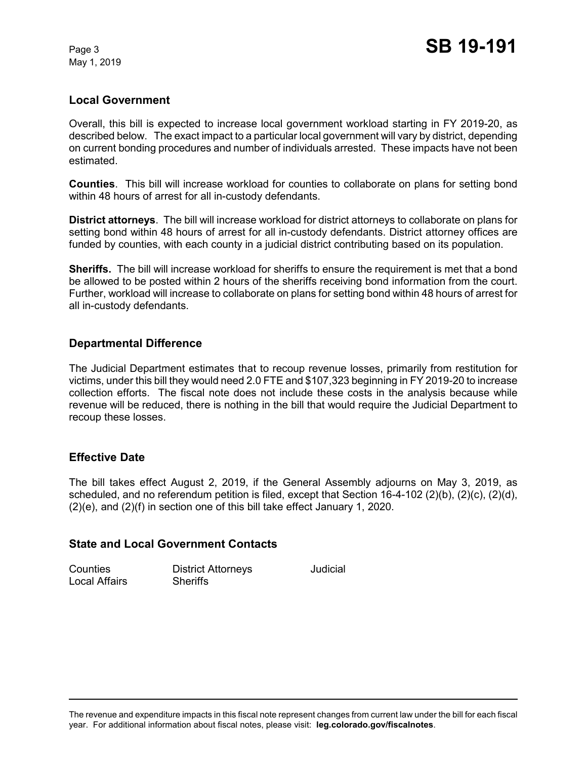## Local Government

Overall, this bill is expected to increase local government workload starting in FY 2019-20, as described below. The exact impact to a particular local government will vary by district, depending on current bonding procedures and number of individuals arrested. These impacts have not been estimated.

**Counties**. This bill will increase workload for counties to collaborate on plans for setting bond within 48 hours of arrest for all in-custody defendants.

**District attorneys**. The bill will increase workload for district attorneys to collaborate on plans for setting bond within 48 hours of arrest for all in-custody defendants. District attorney offices are funded by counties, with each county in a judicial district contributing based on its population.

**Sheriffs.** The bill will increase workload for sheriffs to ensure the requirement is met that a bond be allowed to be posted within 2 hours of the sheriffs receiving bond information from the court. Further, workload will increase to collaborate on plans for setting bond within 48 hours of arrest for all in-custody defendants.

## Departmental Difference

The Judicial Department estimates that to recoup revenue losses, primarily from restitution for victims, under this bill they would need 2.0 FTE and $107,323 beginning in FY 2019-20 to increase collection efforts. The fiscal note does not include these costs in the analysis because while revenue will be reduced, there is nothing in the bill that would require the Judicial Department to recoup these losses.

## Effective Date

The bill takes effect August 2, 2019, if the General Assembly adjourns on May 3, 2019, as scheduled, and no referendum petition is filed, except that Section 16-4-102 (2)(b), (2)(c), (2)(d), (2)(e), and (2)(f) in section one of this bill take effect January 1, 2020.

## State and Local Government Contacts

| | | |
|---|---|---|
| Counties | District Attorneys | Judicial |
| Local Affairs | Sheriffs | |

The revenue and expenditure impacts in this fiscal note represent changes from current law under the bill for each fiscal year. For additional information about fiscal notes, please visit: **leg.colorado.gov/fiscalnotes**.